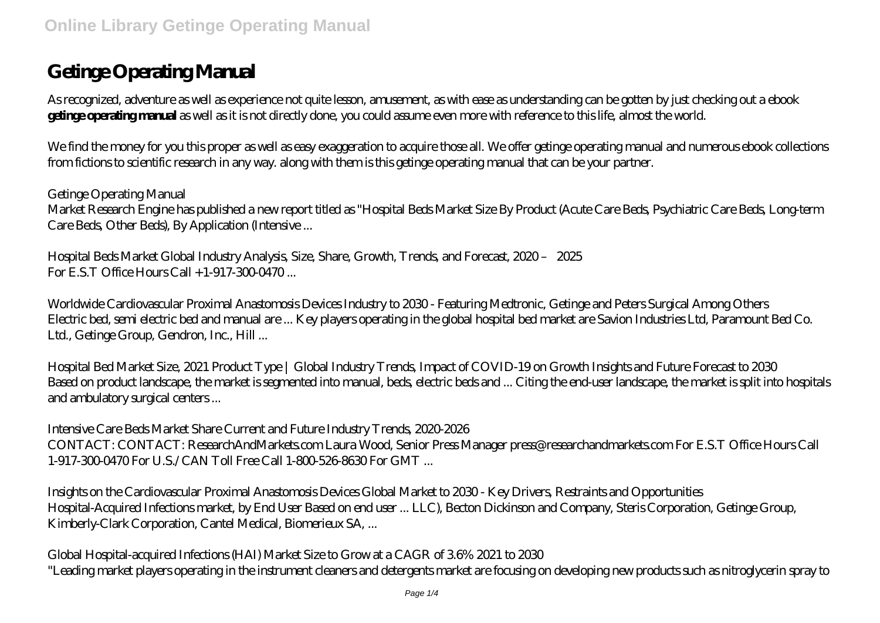# Getinge Operating Manual

As recognized, adventure as well as experience not quite lesson, amusement, as with ease as understanding can be gotten by just checking out a ebook **getinge operating manual** as well as it is not directly done, you could assume even more with reference to this life, almost the world.

We find the money for you this proper as well as easy exaggeration to acquire those all. We offer getinge operating manual and numerous ebook collections from fictions to scientific research in any way. along with them is this getinge operating manual that can be your partner.

*Getinge Operating Manual*

Market Research Engine has published a new report titled as "Hospital Beds Market Size By Product (Acute Care Beds, Psychiatric Care Beds, Long-term Care Beds, Other Beds), By Application (Intensive ...

*Hospital Beds Market Global Industry Analysis, Size, Share, Growth, Trends, and Forecast, 2020 – 2025*

For E.S.T Office Hours Call +1-917-300-0470 ...

*Worldwide Cardiovascular Proximal Anastomosis Devices Industry to 2030 - Featuring Medtronic, Getinge and Peters Surgical Among Others*

Electric bed, semi electric bed and manual are ... Key players operating in the global hospital bed market are Savion Industries Ltd, Paramount Bed Co. Ltd., Getinge Group, Gendron, Inc., Hill ...

*Hospital Bed Market Size, 2021 Product Type | Global Industry Trends, Impact of COVID-19 on Growth Insights and Future Forecast to 2030*

Based on product landscape, the market is segmented into manual, beds, electric beds and ... Citing the end-user landscape, the market is split into hospitals and ambulatory surgical centers ...

*Intensive Care Beds Market Share Current and Future Industry Trends, 2020-2026*

CONTACT: CONTACT: ResearchAndMarkets.com Laura Wood, Senior Press Manager press@researchandmarkets.com For E.S.T Office Hours Call 1-917-300-0470 For U.S./CAN Toll Free Call 1-800-526-8630 For GMT ...

*Insights on the Cardiovascular Proximal Anastomosis Devices Global Market to 2030 - Key Drivers, Restraints and Opportunities*

Hospital-Acquired Infections market, by End User Based on end user ... LLC), Becton Dickinson and Company, Steris Corporation, Getinge Group, Kimberly-Clark Corporation, Cantel Medical, Biomerieux SA, ...

*Global Hospital-acquired Infections (HAI) Market Size to Grow at a CAGR of 3.6% 2021 to 2030*

"Leading market players operating in the instrument cleaners and detergents market are focusing on developing new products such as nitroglycerin spray to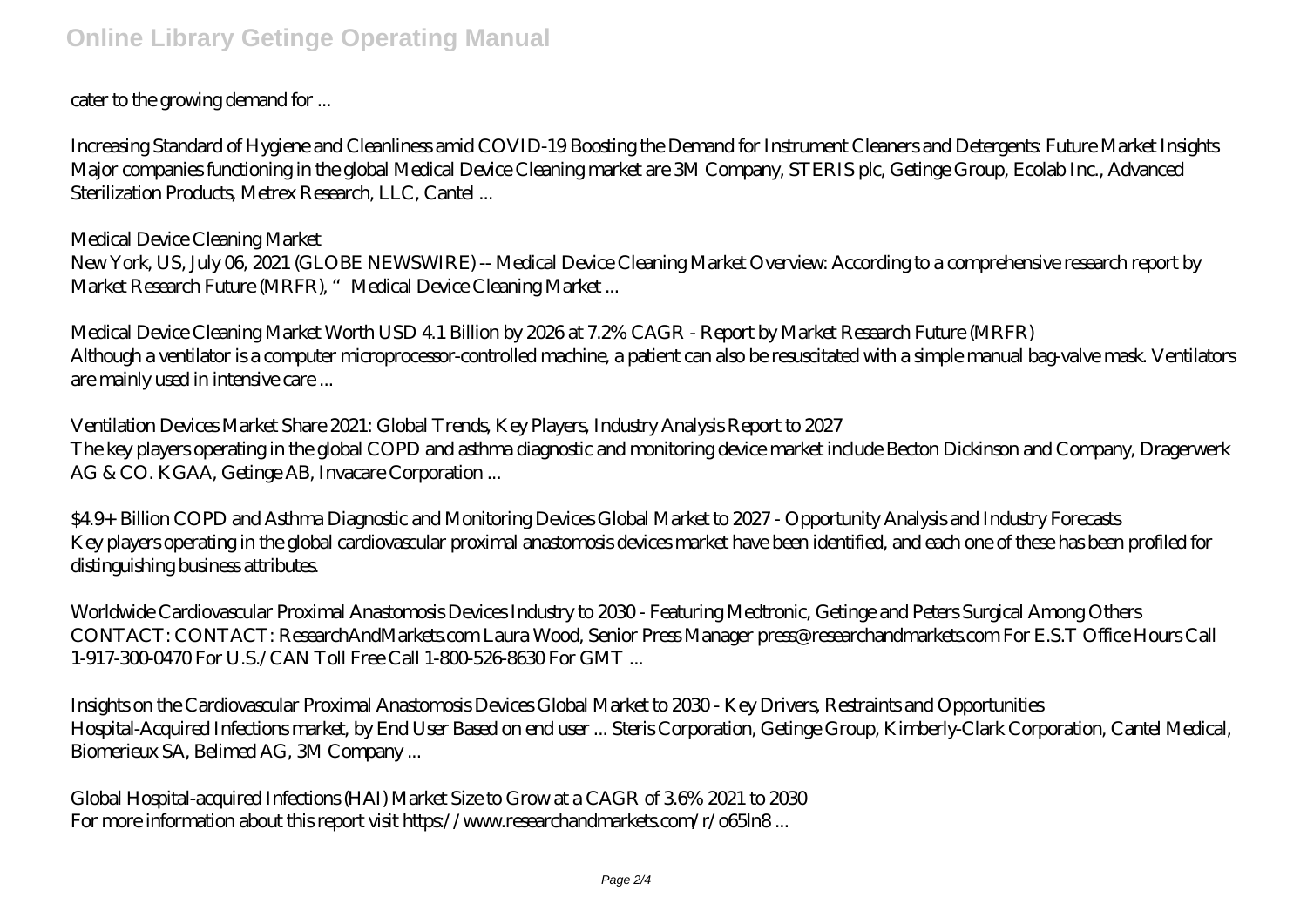cater to the growing demand for ...

*Increasing Standard of Hygiene and Cleanliness amid COVID-19 Boosting the Demand for Instrument Cleaners and Detergents: Future Market Insights*
Major companies functioning in the global Medical Device Cleaning market are 3M Company, STERIS plc, Getinge Group, Ecolab Inc., Advanced Sterilization Products, Metrex Research, LLC, Cantel ...

*Medical Device Cleaning Market*
New York, US, July 06, 2021 (GLOBE NEWSWIRE) -- Medical Device Cleaning Market Overview: According to a comprehensive research report by Market Research Future (MRFR), "Medical Device Cleaning Market ...

*Medical Device Cleaning Market Worth USD 4.1 Billion by 2026 at 7.2% CAGR - Report by Market Research Future (MRFR)*
Although a ventilator is a computer microprocessor-controlled machine, a patient can also be resuscitated with a simple manual bag-valve mask. Ventilators are mainly used in intensive care ...

*Ventilation Devices Market Share 2021: Global Trends, Key Players, Industry Analysis Report to 2027*
The key players operating in the global COPD and asthma diagnostic and monitoring device market include Becton Dickinson and Company, Dragerwerk AG & CO. KGAA, Getinge AB, Invacare Corporation ...

*$4.9+ Billion COPD and Asthma Diagnostic and Monitoring Devices Global Market to 2027 - Opportunity Analysis and Industry Forecasts*
Key players operating in the global cardiovascular proximal anastomosis devices market have been identified, and each one of these has been profiled for distinguishing business attributes.

*Worldwide Cardiovascular Proximal Anastomosis Devices Industry to 2030 - Featuring Medtronic, Getinge and Peters Surgical Among Others*
CONTACT: CONTACT: ResearchAndMarkets.com Laura Wood, Senior Press Manager press@researchandmarkets.com For E.S.T Office Hours Call 1-917-300-0470 For U.S./CAN Toll Free Call 1-800-526-8630 For GMT ...

*Insights on the Cardiovascular Proximal Anastomosis Devices Global Market to 2030 - Key Drivers, Restraints and Opportunities*
Hospital-Acquired Infections market, by End User Based on end user ... Steris Corporation, Getinge Group, Kimberly-Clark Corporation, Cantel Medical, Biomerieux SA, Belimed AG, 3M Company ...

*Global Hospital-acquired Infections (HAI) Market Size to Grow at a CAGR of 3.6% 2021 to 2030*
For more information about this report visit https://www.researchandmarkets.com/r/o65ln8 ...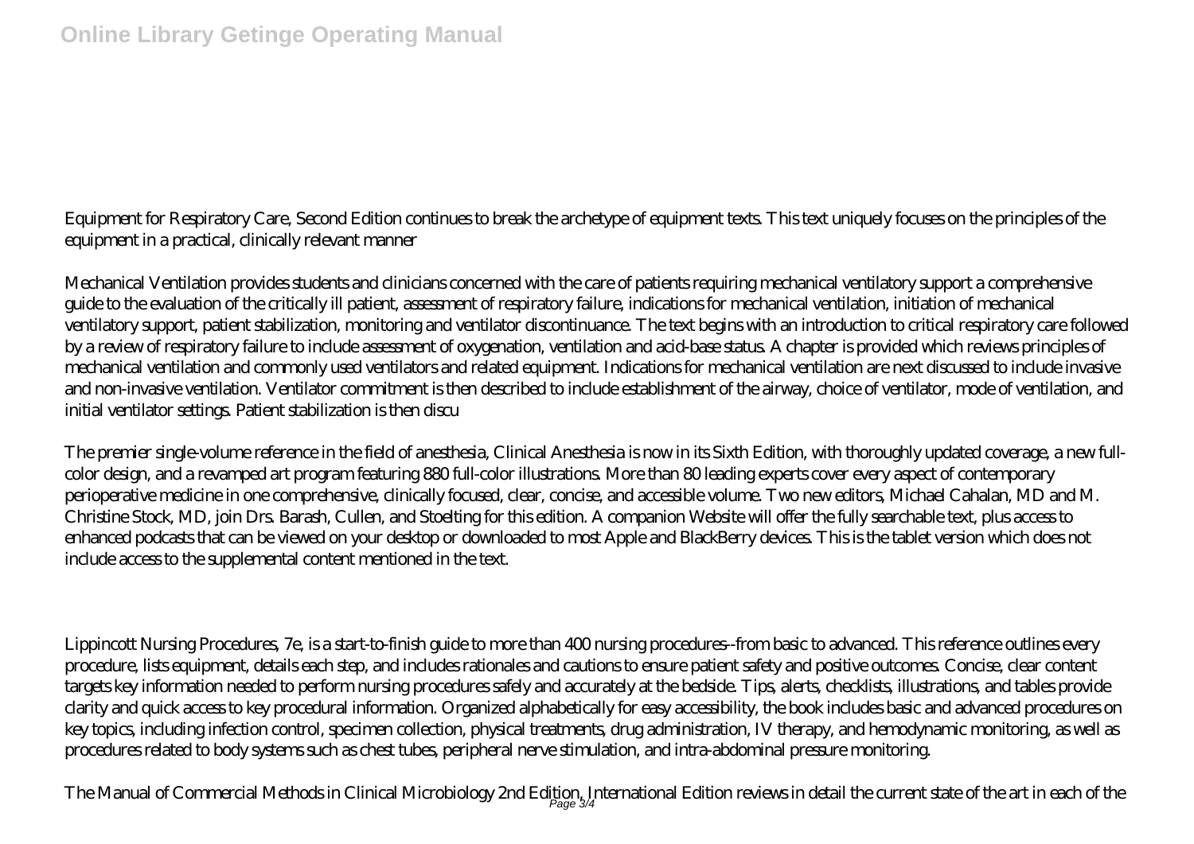Equipment for Respiratory Care, Second Edition continues to break the archetype of equipment texts. This text uniquely focuses on the principles of the equipment in a practical, clinically relevant manner

Mechanical Ventilation provides students and clinicians concerned with the care of patients requiring mechanical ventilatory support a comprehensive guide to the evaluation of the critically ill patient, assessment of respiratory failure, indications for mechanical ventilation, initiation of mechanical ventilatory support, patient stabilization, monitoring and ventilator discontinuance. The text begins with an introduction to critical respiratory care followed by a review of respiratory failure to include assessment of oxygenation, ventilation and acid-base status. A chapter is provided which reviews principles of mechanical ventilation and commonly used ventilators and related equipment. Indications for mechanical ventilation are next discussed to include invasive and non-invasive ventilation. Ventilator commitment is then described to include establishment of the airway, choice of ventilator, mode of ventilation, and initial ventilator settings. Patient stabilization is then discu

The premier single-volume reference in the field of anesthesia, Clinical Anesthesia is now in its Sixth Edition, with thoroughly updated coverage, a new full-color design, and a revamped art program featuring 880 full-color illustrations. More than 80 leading experts cover every aspect of contemporary perioperative medicine in one comprehensive, clinically focused, clear, concise, and accessible volume. Two new editors, Michael Cahalan, MD and M. Christine Stock, MD, join Drs. Barash, Cullen, and Stoelting for this edition. A companion Website will offer the fully searchable text, plus access to enhanced podcasts that can be viewed on your desktop or downloaded to most Apple and BlackBerry devices. This is the tablet version which does not include access to the supplemental content mentioned in the text.

Lippincott Nursing Procedures, 7e, is a start-to-finish guide to more than 400 nursing procedures--from basic to advanced. This reference outlines every procedure, lists equipment, details each step, and includes rationales and cautions to ensure patient safety and positive outcomes. Concise, clear content targets key information needed to perform nursing procedures safely and accurately at the bedside. Tips, alerts, checklists, illustrations, and tables provide clarity and quick access to key procedural information. Organized alphabetically for easy accessibility, the book includes basic and advanced procedures on key topics, including infection control, specimen collection, physical treatments, drug administration, IV therapy, and hemodynamic monitoring, as well as procedures related to body systems such as chest tubes, peripheral nerve stimulation, and intra-abdominal pressure monitoring.

The Manual of Commercial Methods in Clinical Microbiology 2nd Edition, International Edition reviews in detail the current state of the art in each of the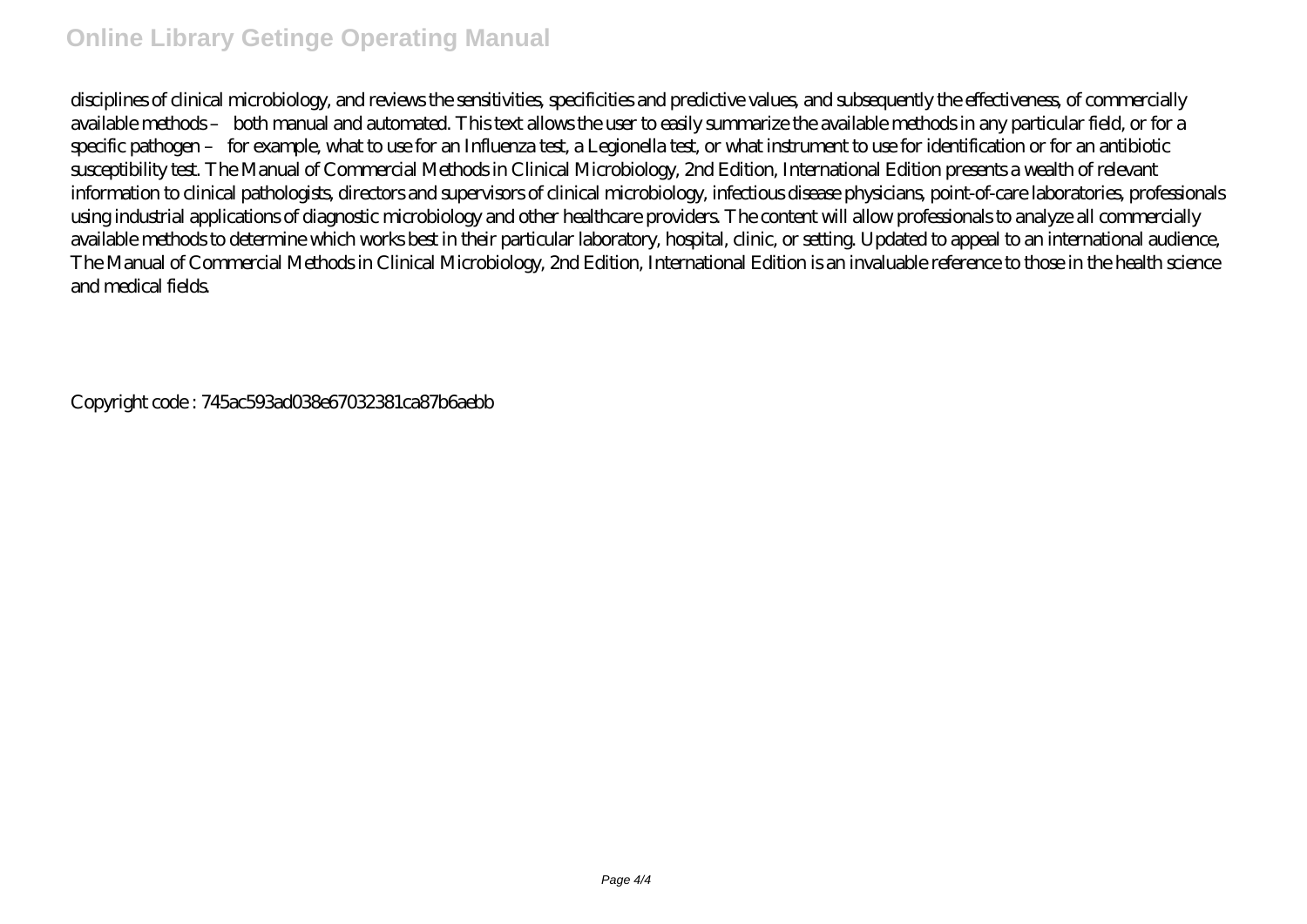disciplines of clinical microbiology, and reviews the sensitivities, specificities and predictive values, and subsequently the effectiveness, of commercially available methods – both manual and automated. This text allows the user to easily summarize the available methods in any particular field, or for a specific pathogen – for example, what to use for an Influenza test, a Legionella test, or what instrument to use for identification or for an antibiotic susceptibility test. The Manual of Commercial Methods in Clinical Microbiology, 2nd Edition, International Edition presents a wealth of relevant information to clinical pathologists, directors and supervisors of clinical microbiology, infectious disease physicians, point-of-care laboratories, professionals using industrial applications of diagnostic microbiology and other healthcare providers. The content will allow professionals to analyze all commercially available methods to determine which works best in their particular laboratory, hospital, clinic, or setting. Updated to appeal to an international audience, The Manual of Commercial Methods in Clinical Microbiology, 2nd Edition, International Edition is an invaluable reference to those in the health science and medical fields.

Copyright code : 745ac593ad038e67032381ca87b6aebb